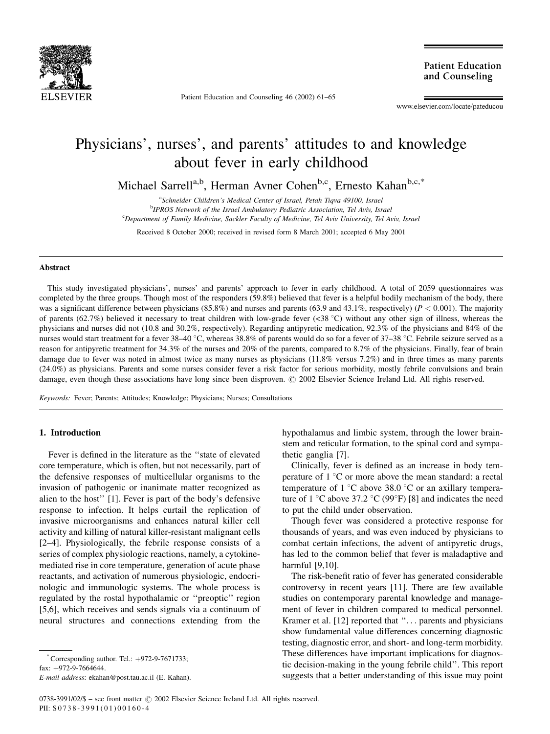# Physicians', nurses', and parents' attitudes to and knowledge about fever in early childhood

Michael Sarrell[a,b], Herman Avner Cohen[b,c], Ernesto Kahan[b,c,*]

[a]Schneider Children's Medical Center of Israel, Petah Tiqva 49100, Israel
[b]IPROS Network of the Israel Ambulatory Pediatric Association, Tel Aviv, Israel
[c]Department of Family Medicine, Sackler Faculty of Medicine, Tel Aviv University, Tel Aviv, Israel

Received 8 October 2000; received in revised form 8 March 2001; accepted 6 May 2001

## Abstract

This study investigated physicians', nurses' and parents' approach to fever in early childhood. A total of 2059 questionnaires was completed by the three groups. Though most of the responders (59.8%) believed that fever is a helpful bodily mechanism of the body, there was a significant difference between physicians (85.8%) and nurses and parents (63.9 and 43.1%, respectively) ($P < 0.001$). The majority of parents (62.7%) believed it necessary to treat children with low-grade fever (<38 °C) without any other sign of illness, whereas the physicians and nurses did not (10.8 and 30.2%, respectively). Regarding antipyretic medication, 92.3% of the physicians and 84% of the nurses would start treatment for a fever 38–40 °C, whereas 38.8% of parents would do so for a fever of 37–38 °C. Febrile seizure served as a reason for antipyretic treatment for 34.3% of the nurses and 20% of the parents, compared to 8.7% of the physicians. Finally, fear of brain damage due to fever was noted in almost twice as many nurses as physicians (11.8% versus 7.2%) and in three times as many parents (24.0%) as physicians. Parents and some nurses consider fever a risk factor for serious morbidity, mostly febrile convulsions and brain damage, even though these associations have long since been disproven. © 2002 Elsevier Science Ireland Ltd. All rights reserved.

*Keywords:* Fever; Parents; Attitudes; Knowledge; Physicians; Nurses; Consultations

## 1. Introduction

Fever is defined in the literature as the "state of elevated core temperature, which is often, but not necessarily, part of the defensive responses of multicellular organisms to the invasion of pathogenic or inanimate matter recognized as alien to the host" [1]. Fever is part of the body's defensive response to infection. It helps curtail the replication of invasive microorganisms and enhances natural killer cell activity and killing of natural killer-resistant malignant cells [2–4]. Physiologically, the febrile response consists of a series of complex physiologic reactions, namely, a cytokine-mediated rise in core temperature, generation of acute phase reactants, and activation of numerous physiologic, endocrinologic and immunologic systems. The whole process is regulated by the rostal hypothalamic or "preoptic" region [5,6], which receives and sends signals via a continuum of neural structures and connections extending from the hypothalamus and limbic system, through the lower brainstem and reticular formation, to the spinal cord and sympathetic ganglia [7].

Clinically, fever is defined as an increase in body temperature of 1 °C or more above the mean standard: a rectal temperature of 1 °C above 38.0 °C or an axillary temperature of 1 °C above 37.2 °C (99°F) [8] and indicates the need to put the child under observation.

Though fever was considered a protective response for thousands of years, and was even induced by physicians to combat certain infections, the advent of antipyretic drugs, has led to the common belief that fever is maladaptive and harmful [9,10].

The risk-benefit ratio of fever has generated considerable controversy in recent years [11]. There are few available studies on contemporary parental knowledge and management of fever in children compared to medical personnel. Kramer et al. [12] reported that "... parents and physicians show fundamental value differences concerning diagnostic testing, diagnostic error, and short- and long-term morbidity. These differences have important implications for diagnostic decision-making in the young febrile child". This report suggests that a better understanding of this issue may point

---

*Corresponding author. Tel.: +972-9-7671733; fax: +972-9-7664644.
*E-mail address*: ekahan@post.tau.ac.il (E. Kahan).

0738-3991/02/$ – see front matter © 2002 Elsevier Science Ireland Ltd. All rights reserved.
PII: S0738-3991(01)00160-4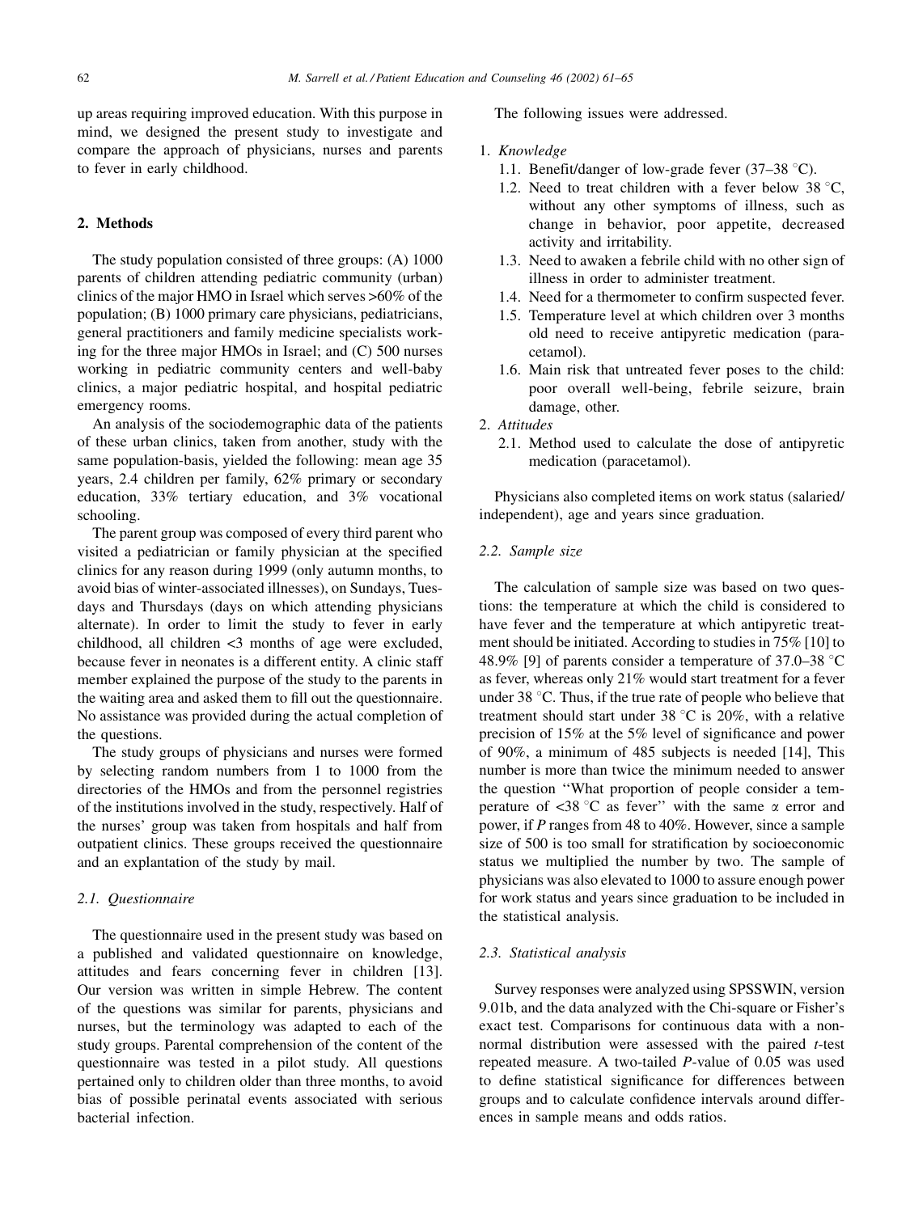up areas requiring improved education. With this purpose in mind, we designed the present study to investigate and compare the approach of physicians, nurses and parents to fever in early childhood.

## 2. Methods

The study population consisted of three groups: (A) 1000 parents of children attending pediatric community (urban) clinics of the major HMO in Israel which serves >60% of the population; (B) 1000 primary care physicians, pediatricians, general practitioners and family medicine specialists working for the three major HMOs in Israel; and (C) 500 nurses working in pediatric community centers and well-baby clinics, a major pediatric hospital, and hospital pediatric emergency rooms.

An analysis of the sociodemographic data of the patients of these urban clinics, taken from another, study with the same population-basis, yielded the following: mean age 35 years, 2.4 children per family, 62% primary or secondary education, 33% tertiary education, and 3% vocational schooling.

The parent group was composed of every third parent who visited a pediatrician or family physician at the specified clinics for any reason during 1999 (only autumn months, to avoid bias of winter-associated illnesses), on Sundays, Tuesdays and Thursdays (days on which attending physicians alternate). In order to limit the study to fever in early childhood, all children <3 months of age were excluded, because fever in neonates is a different entity. A clinic staff member explained the purpose of the study to the parents in the waiting area and asked them to fill out the questionnaire. No assistance was provided during the actual completion of the questions.

The study groups of physicians and nurses were formed by selecting random numbers from 1 to 1000 from the directories of the HMOs and from the personnel registries of the institutions involved in the study, respectively. Half of the nurses' group was taken from hospitals and half from outpatient clinics. These groups received the questionnaire and an explantation of the study by mail.

### 2.1. Questionnaire

The questionnaire used in the present study was based on a published and validated questionnaire on knowledge, attitudes and fears concerning fever in children [13]. Our version was written in simple Hebrew. The content of the questions was similar for parents, physicians and nurses, but the terminology was adapted to each of the study groups. Parental comprehension of the content of the questionnaire was tested in a pilot study. All questions pertained only to children older than three months, to avoid bias of possible perinatal events associated with serious bacterial infection.

The following issues were addressed.

1. *Knowledge*
   1.1. Benefit/danger of low-grade fever (37–38 °C).
   1.2. Need to treat children with a fever below 38 °C, without any other symptoms of illness, such as change in behavior, poor appetite, decreased activity and irritability.
   1.3. Need to awaken a febrile child with no other sign of illness in order to administer treatment.
   1.4. Need for a thermometer to confirm suspected fever.
   1.5. Temperature level at which children over 3 months old need to receive antipyretic medication (paracetamol).
   1.6. Main risk that untreated fever poses to the child: poor overall well-being, febrile seizure, brain damage, other.
2. *Attitudes*
   2.1. Method used to calculate the dose of antipyretic medication (paracetamol).

Physicians also completed items on work status (salaried/independent), age and years since graduation.

### 2.2. Sample size

The calculation of sample size was based on two questions: the temperature at which the child is considered to have fever and the temperature at which antipyretic treatment should be initiated. According to studies in 75% [10] to 48.9% [9] of parents consider a temperature of 37.0–38 °C as fever, whereas only 21% would start treatment for a fever under 38 °C. Thus, if the true rate of people who believe that treatment should start under 38 °C is 20%, with a relative precision of 15% at the 5% level of significance and power of 90%, a minimum of 485 subjects is needed [14], This number is more than twice the minimum needed to answer the question "What proportion of people consider a temperature of <38 °C as fever" with the same $\alpha$ error and power, if $P$ ranges from 48 to 40%. However, since a sample size of 500 is too small for stratification by socioeconomic status we multiplied the number by two. The sample of physicians was also elevated to 1000 to assure enough power for work status and years since graduation to be included in the statistical analysis.

### 2.3. Statistical analysis

Survey responses were analyzed using SPSSWIN, version 9.01b, and the data analyzed with the Chi-square or Fisher's exact test. Comparisons for continuous data with a non-normal distribution were assessed with the paired $t$-test repeated measure. A two-tailed $P$-value of 0.05 was used to define statistical significance for differences between groups and to calculate confidence intervals around differences in sample means and odds ratios.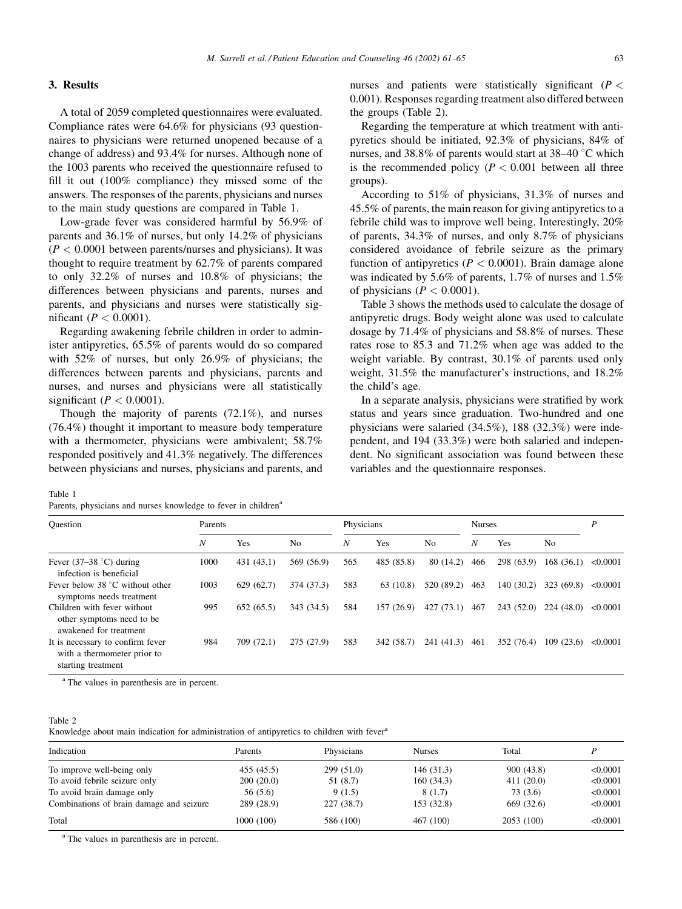## 3. Results

A total of 2059 completed questionnaires were evaluated. Compliance rates were 64.6% for physicians (93 questionnaires to physicians were returned unopened because of a change of address) and 93.4% for nurses. Although none of the 1003 parents who received the questionnaire refused to fill it out (100% compliance) they missed some of the answers. The responses of the parents, physicians and nurses to the main study questions are compared in Table 1.

Low-grade fever was considered harmful by 56.9% of parents and 36.1% of nurses, but only 14.2% of physicians ($P < 0.0001$ between parents/nurses and physicians). It was thought to require treatment by 62.7% of parents compared to only 32.2% of nurses and 10.8% of physicians; the differences between physicians and parents, nurses and parents, and physicians and nurses were statistically significant ($P < 0.0001$).

Regarding awakening febrile children in order to administer antipyretics, 65.5% of parents would do so compared with 52% of nurses, but only 26.9% of physicians; the differences between parents and physicians, parents and nurses, and nurses and physicians were all statistically significant ($P < 0.0001$).

Though the majority of parents (72.1%), and nurses (76.4%) thought it important to measure body temperature with a thermometer, physicians were ambivalent; 58.7% responded positively and 41.3% negatively. The differences between physicians and nurses, physicians and parents, and nurses and patients were statistically significant ($P < 0.001$). Responses regarding treatment also differed between the groups (Table 2).

Regarding the temperature at which treatment with antipyretics should be initiated, 92.3% of physicians, 84% of nurses, and 38.8% of parents would start at 38–40 °C which is the recommended policy ($P < 0.001$ between all three groups).

According to 51% of physicians, 31.3% of nurses and 45.5% of parents, the main reason for giving antipyretics to a febrile child was to improve well being. Interestingly, 20% of parents, 34.3% of nurses, and only 8.7% of physicians considered avoidance of febrile seizure as the primary function of antipyretics ($P < 0.0001$). Brain damage alone was indicated by 5.6% of parents, 1.7% of nurses and 1.5% of physicians ($P < 0.0001$).

Table 3 shows the methods used to calculate the dosage of antipyretic drugs. Body weight alone was used to calculate dosage by 71.4% of physicians and 58.8% of nurses. These rates rose to 85.3 and 71.2% when age was added to the weight variable. By contrast, 30.1% of parents used only weight, 31.5% the manufacturer's instructions, and 18.2% the child's age.

In a separate analysis, physicians were stratified by work status and years since graduation. Two-hundred and one physicians were salaried (34.5%), 188 (32.3%) were independent, and 194 (33.3%) were both salaried and independent. No significant association was found between these variables and the questionnaire responses.

Table 1
Parents, physicians and nurses knowledge to fever in children[a]

| Question | Parents | | | Physicians | | | Nurses | | | $P$ |
|---|---|---|---|---|---|---|---|---|---|---|
| | $N$ | Yes | No | $N$ | Yes | No | $N$ | Yes | No | |
| Fever (37–38 °C) during infection is beneficial | 1000 | 431 (43.1) | 569 (56.9) | 565 | 485 (85.8) | 80 (14.2) | 466 | 298 (63.9) | 168 (36.1) | <0.0001 |
| Fever below 38 °C without other symptoms needs treatment | 1003 | 629 (62.7) | 374 (37.3) | 583 | 63 (10.8) | 520 (89.2) | 463 | 140 (30.2) | 323 (69.8) | <0.0001 |
| Children with fever without other symptoms need to be awakened for treatment | 995 | 652 (65.5) | 343 (34.5) | 584 | 157 (26.9) | 427 (73.1) | 467 | 243 (52.0) | 224 (48.0) | <0.0001 |
| It is necessary to confirm fever with a thermometer prior to starting treatment | 984 | 709 (72.1) | 275 (27.9) | 583 | 342 (58.7) | 241 (41.3) | 461 | 352 (76.4) | 109 (23.6) | <0.0001 |

[a] The values in parenthesis are in percent.

Table 2
Knowledge about main indication for administration of antipyretics to children with fever[a]

| Indication | Parents | Physicians | Nurses | Total | $P$ |
|---|---|---|---|---|---|
| To improve well-being only | 455 (45.5) | 299 (51.0) | 146 (31.3) | 900 (43.8) | <0.0001 |
| To avoid febrile seizure only | 200 (20.0) | 51 (8.7) | 160 (34.3) | 411 (20.0) | <0.0001 |
| To avoid brain damage only | 56 (5.6) | 9 (1.5) | 8 (1.7) | 73 (3.6) | <0.0001 |
| Combinations of brain damage and seizure | 289 (28.9) | 227 (38.7) | 153 (32.8) | 669 (32.6) | <0.0001 |
| Total | 1000 (100) | 586 (100) | 467 (100) | 2053 (100) | <0.0001 |

[a] The values in parenthesis are in percent.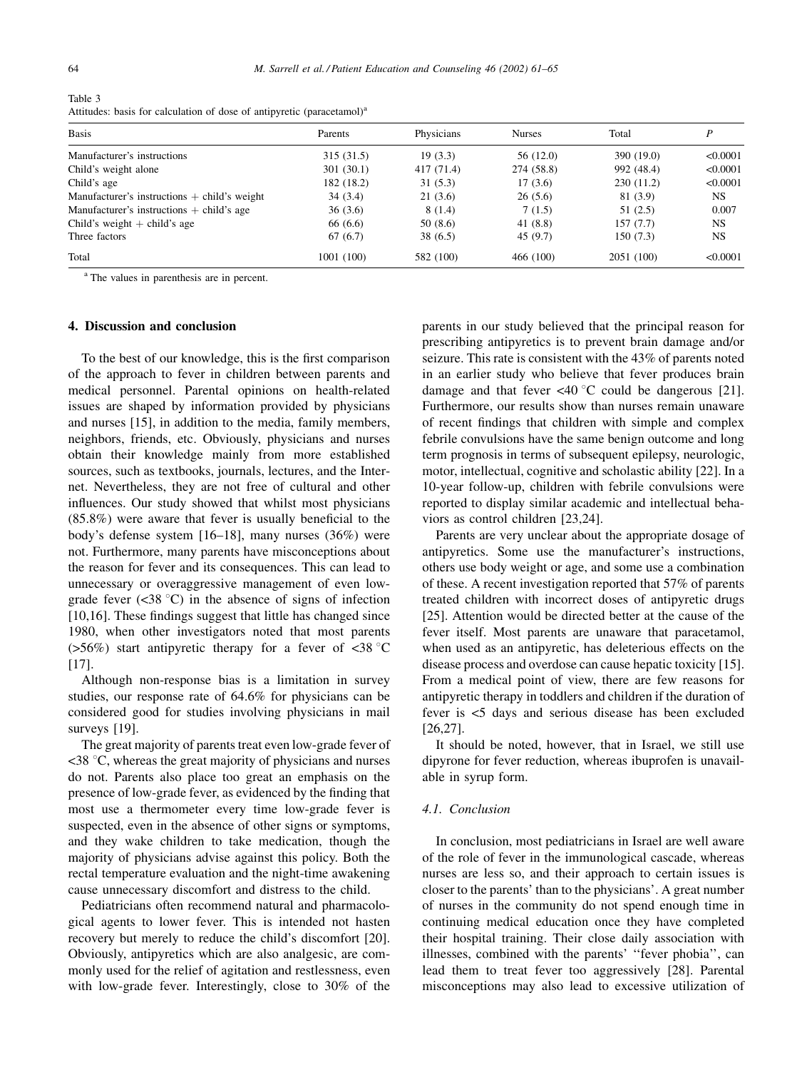Table 3
Attitudes: basis for calculation of dose of antipyretic (paracetamol)[a]

| Basis | Parents | Physicians | Nurses | Total | P |
|---|---|---|---|---|---|
| Manufacturer's instructions | 315 (31.5) | 19 (3.3) | 56 (12.0) | 390 (19.0) | <0.0001 |
| Child's weight alone | 301 (30.1) | 417 (71.4) | 274 (58.8) | 992 (48.4) | <0.0001 |
| Child's age | 182 (18.2) | 31 (5.3) | 17 (3.6) | 230 (11.2) | <0.0001 |
| Manufacturer's instructions + child's weight | 34 (3.4) | 21 (3.6) | 26 (5.6) | 81 (3.9) | NS |
| Manufacturer's instructions + child's age | 36 (3.6) | 8 (1.4) | 7 (1.5) | 51 (2.5) | 0.007 |
| Child's weight + child's age | 66 (6.6) | 50 (8.6) | 41 (8.8) | 157 (7.7) | NS |
| Three factors | 67 (6.7) | 38 (6.5) | 45 (9.7) | 150 (7.3) | NS |
| Total | 1001 (100) | 582 (100) | 466 (100) | 2051 (100) | <0.0001 |

[a] The values in parenthesis are in percent.

## 4. Discussion and conclusion

To the best of our knowledge, this is the first comparison of the approach to fever in children between parents and medical personnel. Parental opinions on health-related issues are shaped by information provided by physicians and nurses [15], in addition to the media, family members, neighbors, friends, etc. Obviously, physicians and nurses obtain their knowledge mainly from more established sources, such as textbooks, journals, lectures, and the Internet. Nevertheless, they are not free of cultural and other influences. Our study showed that whilst most physicians (85.8%) were aware that fever is usually beneficial to the body's defense system [16–18], many nurses (36%) were not. Furthermore, many parents have misconceptions about the reason for fever and its consequences. This can lead to unnecessary or overaggressive management of even low-grade fever (<38 °C) in the absence of signs of infection [10,16]. These findings suggest that little has changed since 1980, when other investigators noted that most parents (>56%) start antipyretic therapy for a fever of <38 °C [17].

Although non-response bias is a limitation in survey studies, our response rate of 64.6% for physicians can be considered good for studies involving physicians in mail surveys [19].

The great majority of parents treat even low-grade fever of <38 °C, whereas the great majority of physicians and nurses do not. Parents also place too great an emphasis on the presence of low-grade fever, as evidenced by the finding that most use a thermometer every time low-grade fever is suspected, even in the absence of other signs or symptoms, and they wake children to take medication, though the majority of physicians advise against this policy. Both the rectal temperature evaluation and the night-time awakening cause unnecessary discomfort and distress to the child.

Pediatricians often recommend natural and pharmacological agents to lower fever. This is intended not hasten recovery but merely to reduce the child's discomfort [20]. Obviously, antipyretics which are also analgesic, are commonly used for the relief of agitation and restlessness, even with low-grade fever. Interestingly, close to 30% of the parents in our study believed that the principal reason for prescribing antipyretics is to prevent brain damage and/or seizure. This rate is consistent with the 43% of parents noted in an earlier study who believe that fever produces brain damage and that fever <40 °C could be dangerous [21]. Furthermore, our results show than nurses remain unaware of recent findings that children with simple and complex febrile convulsions have the same benign outcome and long term prognosis in terms of subsequent epilepsy, neurologic, motor, intellectual, cognitive and scholastic ability [22]. In a 10-year follow-up, children with febrile convulsions were reported to display similar academic and intellectual behaviors as control children [23,24].

Parents are very unclear about the appropriate dosage of antipyretics. Some use the manufacturer's instructions, others use body weight or age, and some use a combination of these. A recent investigation reported that 57% of parents treated children with incorrect doses of antipyretic drugs [25]. Attention would be directed better at the cause of the fever itself. Most parents are unaware that paracetamol, when used as an antipyretic, has deleterious effects on the disease process and overdose can cause hepatic toxicity [15]. From a medical point of view, there are few reasons for antipyretic therapy in toddlers and children if the duration of fever is <5 days and serious disease has been excluded [26,27].

It should be noted, however, that in Israel, we still use dipyrone for fever reduction, whereas ibuprofen is unavailable in syrup form.

### 4.1. Conclusion

In conclusion, most pediatricians in Israel are well aware of the role of fever in the immunological cascade, whereas nurses are less so, and their approach to certain issues is closer to the parents' than to the physicians'. A great number of nurses in the community do not spend enough time in continuing medical education once they have completed their hospital training. Their close daily association with illnesses, combined with the parents' "fever phobia", can lead them to treat fever too aggressively [28]. Parental misconceptions may also lead to excessive utilization of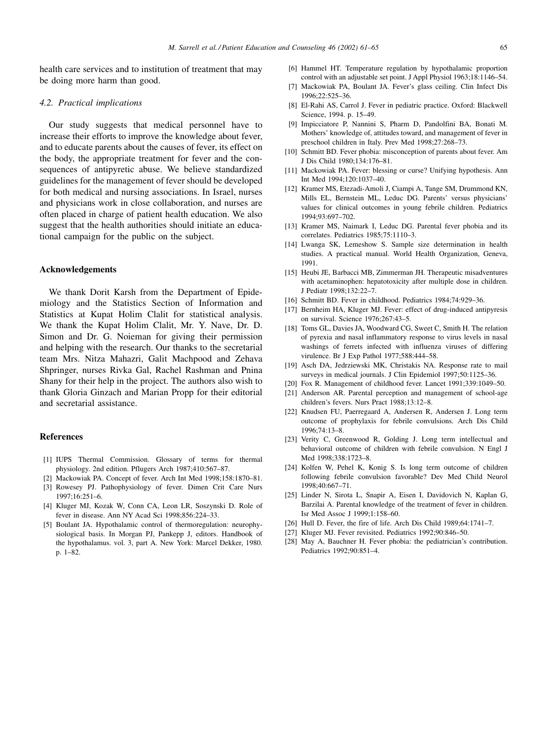health care services and to institution of treatment that may be doing more harm than good.

### 4.2. Practical implications

Our study suggests that medical personnel have to increase their efforts to improve the knowledge about fever, and to educate parents about the causes of fever, its effect on the body, the appropriate treatment for fever and the consequences of antipyretic abuse. We believe standardized guidelines for the management of fever should be developed for both medical and nursing associations. In Israel, nurses and physicians work in close collaboration, and nurses are often placed in charge of patient health education. We also suggest that the health authorities should initiate an educational campaign for the public on the subject.

## Acknowledgements

We thank Dorit Karsh from the Department of Epidemiology and the Statistics Section of Information and Statistics at Kupat Holim Clalit for statistical analysis. We thank the Kupat Holim Clalit, Mr. Y. Nave, Dr. D. Simon and Dr. G. Noieman for giving their permission and helping with the research. Our thanks to the secretarial team Mrs. Nitza Mahazri, Galit Machpood and Zehava Shpringer, nurses Rivka Gal, Rachel Rashman and Pnina Shany for their help in the project. The authors also wish to thank Gloria Ginzach and Marian Propp for their editorial and secretarial assistance.

## References

[1] IUPS Thermal Commission. Glossary of terms for thermal physiology. 2nd edition. Pflugers Arch 1987;410:567–87.

[2] Mackowiak PA. Concept of fever. Arch Int Med 1998;158:1870–81.

[3] Rowesey PJ. Pathophysiology of fever. Dimen Crit Care Nurs 1997;16:251–6.

[4] Kluger MJ, Kozak W, Conn CA, Leon LR, Soszynski D. Role of fever in disease. Ann NY Acad Sci 1998;856:224–33.

[5] Boulant JA. Hypothalamic control of thermoregulation: neurophysiological basis. In Morgan PJ, Pankepp J, editors. Handbook of the hypothalamus. vol. 3, part A. New York: Marcel Dekker, 1980. p. 1–82.

[6] Hammel HT. Temperature regulation by hypothalamic proportion control with an adjustable set point. J Appl Physiol 1963;18:1146–54.

[7] Mackowiak PA, Boulant JA. Fever's glass ceiling. Clin Infect Dis 1996;22:525–36.

[8] El-Rahi AS, Carrol J. Fever in pediatric practice. Oxford: Blackwell Science, 1994. p. 15–49.

[9] Impicciatore P, Nannini S, Pharm D, Pandolfini BA, Bonati M. Mothers' knowledge of, attitudes toward, and management of fever in preschool children in Italy. Prev Med 1998;27:268–73.

[10] Schmitt BD. Fever phobia: misconception of parents about fever. Am J Dis Child 1980;134:176–81.

[11] Mackowiak PA. Fever: blessing or curse? Unifying hypothesis. Ann Int Med 1994;120:1037–40.

[12] Kramer MS, Etezadi-Amoli J, Ciampi A, Tange SM, Drummond KN, Mills EL, Bernstein ML, Leduc DG. Parents' versus physicians' values for clinical outcomes in young febrile children. Pediatrics 1994;93:697–702.

[13] Kramer MS, Naimark I, Leduc DG. Parental fever phobia and its correlates. Pediatrics 1985;75:1110–3.

[14] Lwanga SK, Lemeshow S. Sample size determination in health studies. A practical manual. World Health Organization, Geneva, 1991.

[15] Heubi JE, Barbacci MB, Zimmerman JH. Therapeutic misadventures with acetaminophen: hepatotoxicity after multiple dose in children. J Pediatr 1998;132:22–7.

[16] Schmitt BD. Fever in childhood. Pediatrics 1984;74:929–36.

[17] Bernheim HA, Kluger MJ. Fever: effect of drug-induced antipyresis on survival. Science 1976;267:43–5.

[18] Toms GL, Davies JA, Woodward CG, Sweet C, Smith H. The relation of pyrexia and nasal inflammatory response to virus levels in nasal washings of ferrets infected with influenza viruses of differing virulence. Br J Exp Pathol 1977;588:444–58.

[19] Asch DA, Jedrziewski MK, Christakis NA. Response rate to mail surveys in medical journals. J Clin Epidemiol 1997;50:1125–36.

[20] Fox R. Management of childhood fever. Lancet 1991;339:1049–50.

[21] Anderson AR. Parental perception and management of school-age children's fevers. Nurs Pract 1988;13:12–8.

[22] Knudsen FU, Paerregaard A, Andersen R, Andersen J. Long term outcome of prophylaxis for febrile convulsions. Arch Dis Child 1996;74:13–8.

[23] Verity C, Greenwood R, Golding J. Long term intellectual and behavioral outcome of children with febrile convulsion. N Engl J Med 1998;338:1723–8.

[24] Kolfen W, Pehel K, Konig S. Is long term outcome of children following febrile convulsion favorable? Dev Med Child Neurol 1998;40:667–71.

[25] Linder N, Sirota L, Snapir A, Eisen I, Davidovich N, Kaplan G, Barzilai A. Parental knowledge of the treatment of fever in children. Isr Med Assoc J 1999;1:158–60.

[26] Hull D. Fever, the fire of life. Arch Dis Child 1989;64:1741–7.

[27] Kluger MJ. Fever revisited. Pediatrics 1992;90:846–50.

[28] May A, Bauchner H. Fever phobia: the pediatrician's contribution. Pediatrics 1992;90:851–4.